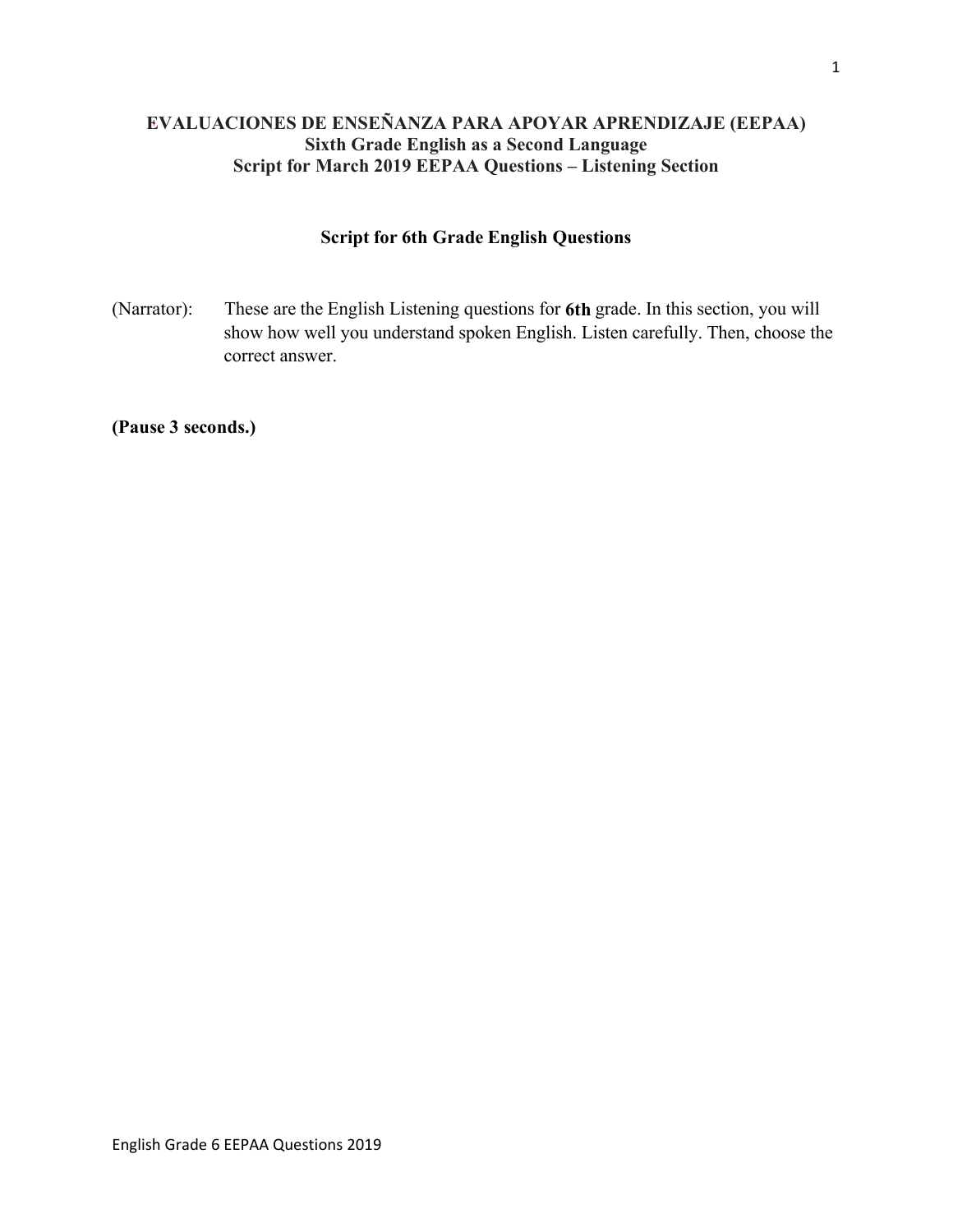**EVALUACIONES DE ENSEÑANZA PARA APOYAR APRENDIZAJE (EEPAA)**
**Sixth Grade English as a Second Language**
**Script for March 2019 EEPAA Questions – Listening Section**

## Script for 6th Grade English Questions

(Narrator): These are the English Listening questions for **6th** grade. In this section, you will show how well you understand spoken English. Listen carefully. Then, choose the correct answer.

**(Pause 3 seconds.)**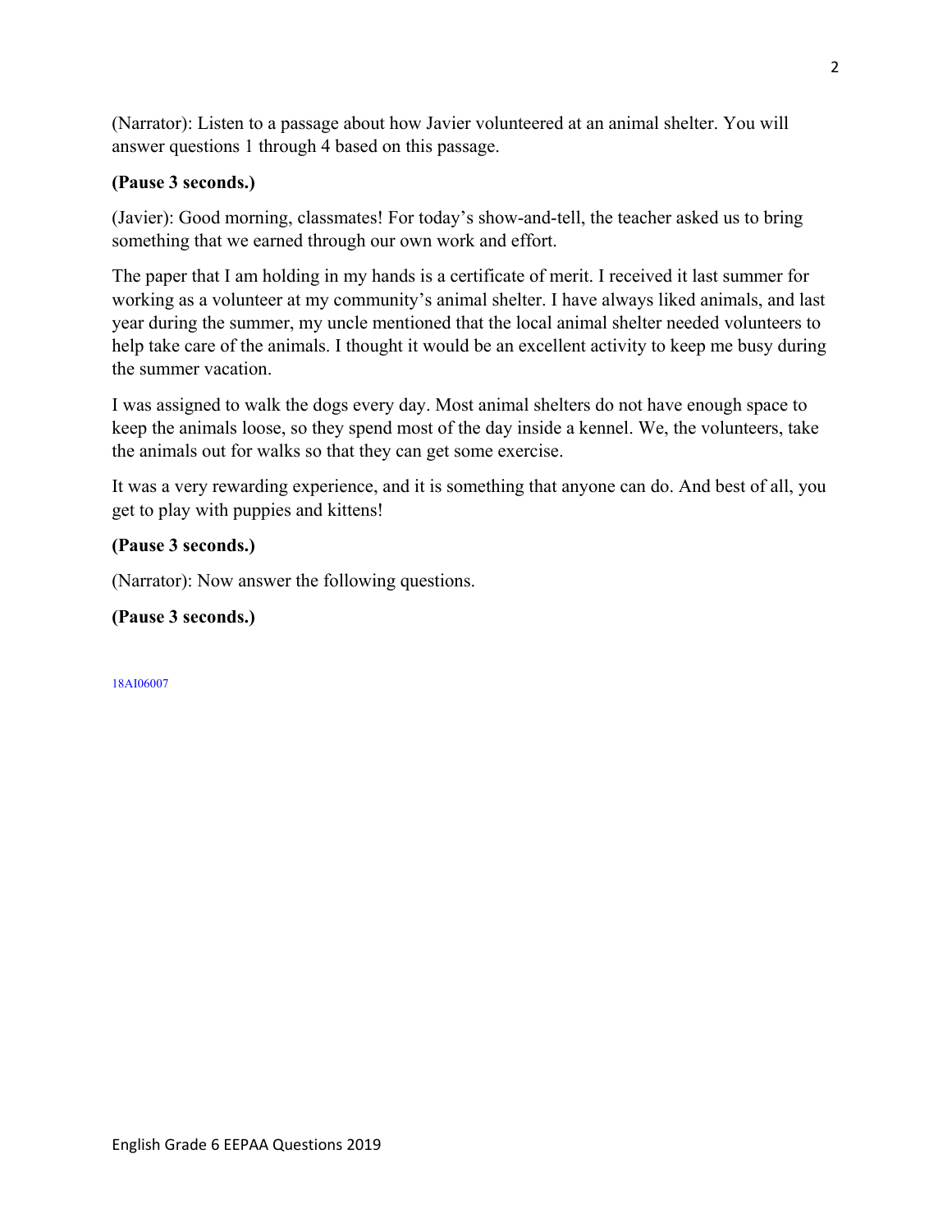(Narrator): Listen to a passage about how Javier volunteered at an animal shelter. You will answer questions 1 through 4 based on this passage.

**(Pause 3 seconds.)**

(Javier): Good morning, classmates! For today's show-and-tell, the teacher asked us to bring something that we earned through our own work and effort.

The paper that I am holding in my hands is a certificate of merit. I received it last summer for working as a volunteer at my community's animal shelter. I have always liked animals, and last year during the summer, my uncle mentioned that the local animal shelter needed volunteers to help take care of the animals. I thought it would be an excellent activity to keep me busy during the summer vacation.

I was assigned to walk the dogs every day. Most animal shelters do not have enough space to keep the animals loose, so they spend most of the day inside a kennel. We, the volunteers, take the animals out for walks so that they can get some exercise.

It was a very rewarding experience, and it is something that anyone can do. And best of all, you get to play with puppies and kittens!

**(Pause 3 seconds.)**

(Narrator): Now answer the following questions.

**(Pause 3 seconds.)**

18AI06007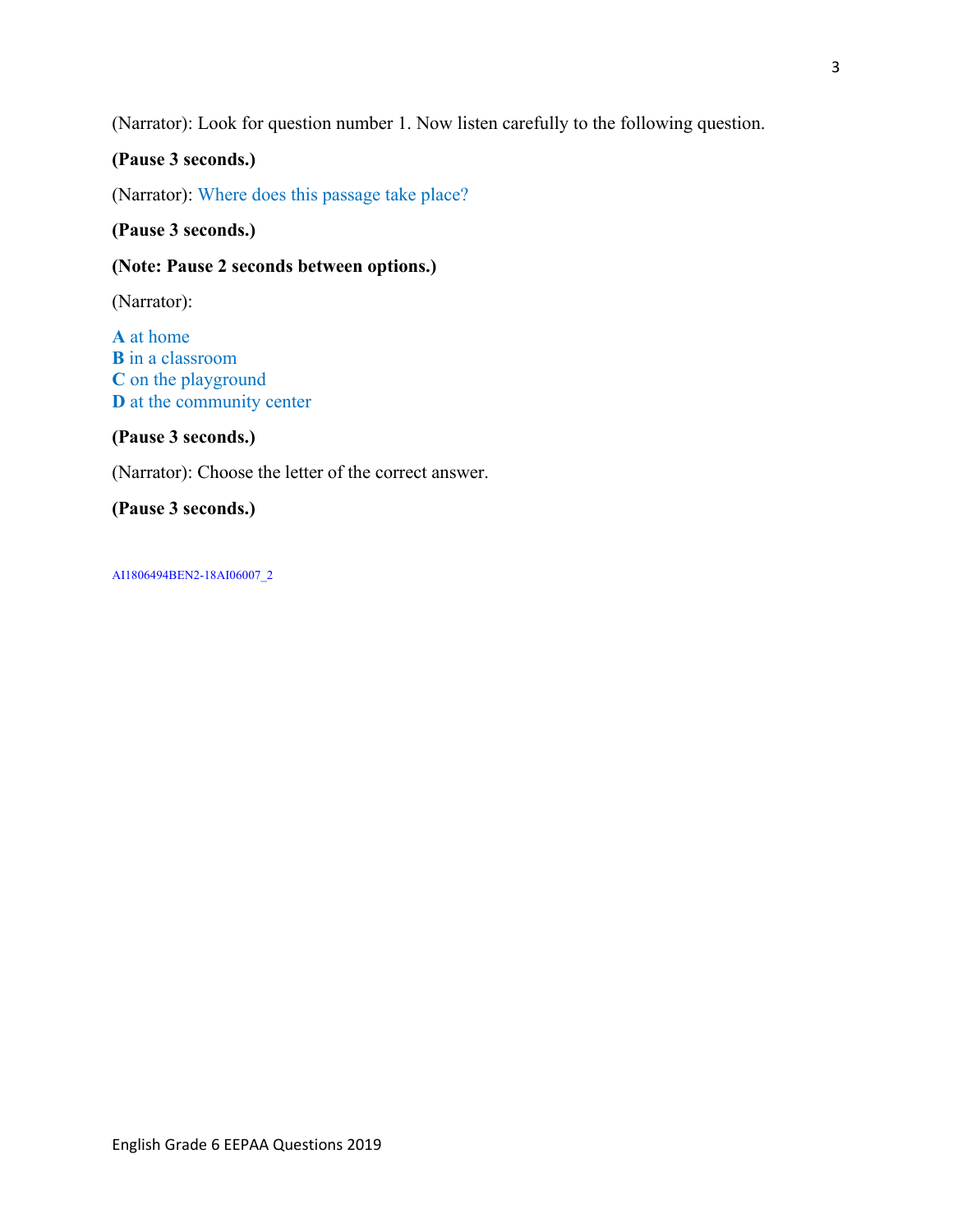(Narrator): Look for question number 1. Now listen carefully to the following question.

**(Pause 3 seconds.)**

(Narrator): Where does this passage take place?

**(Pause 3 seconds.)**

**(Note: Pause 2 seconds between options.)**

(Narrator):

**A** at home
**B** in a classroom
**C** on the playground
**D** at the community center

**(Pause 3 seconds.)**

(Narrator): Choose the letter of the correct answer.

**(Pause 3 seconds.)**

AI1806494BEN2-18AI06007_2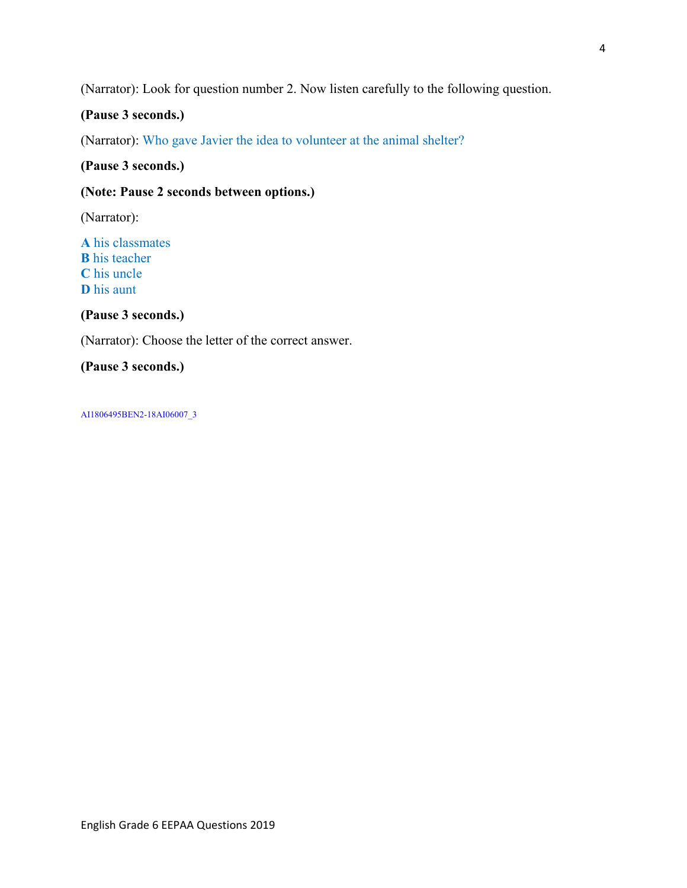(Narrator): Look for question number 2. Now listen carefully to the following question.

**(Pause 3 seconds.)**

(Narrator): Who gave Javier the idea to volunteer at the animal shelter?

**(Pause 3 seconds.)**

**(Note: Pause 2 seconds between options.)**

(Narrator):

**A** his classmates
**B** his teacher
**C** his uncle
**D** his aunt

**(Pause 3 seconds.)**

(Narrator): Choose the letter of the correct answer.

**(Pause 3 seconds.)**

AI1806495BEN2-18AI06007_3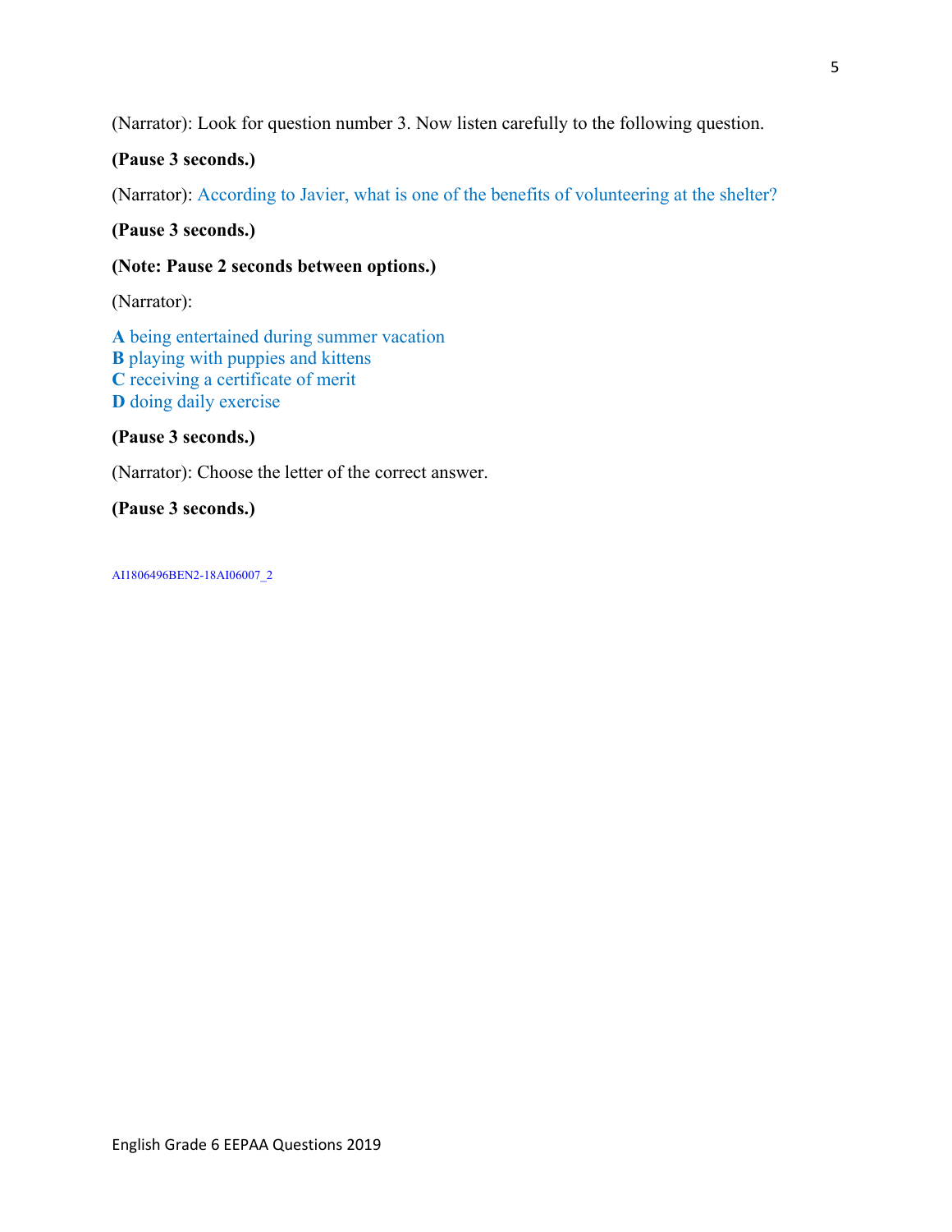(Narrator): Look for question number 3. Now listen carefully to the following question.

**(Pause 3 seconds.)**

(Narrator): According to Javier, what is one of the benefits of volunteering at the shelter?

**(Pause 3 seconds.)**

**(Note: Pause 2 seconds between options.)**

(Narrator):

**A** being entertained during summer vacation  
**B** playing with puppies and kittens  
**C** receiving a certificate of merit  
**D** doing daily exercise

**(Pause 3 seconds.)**

(Narrator): Choose the letter of the correct answer.

**(Pause 3 seconds.)**

AI1806496BEN2-18AI06007_2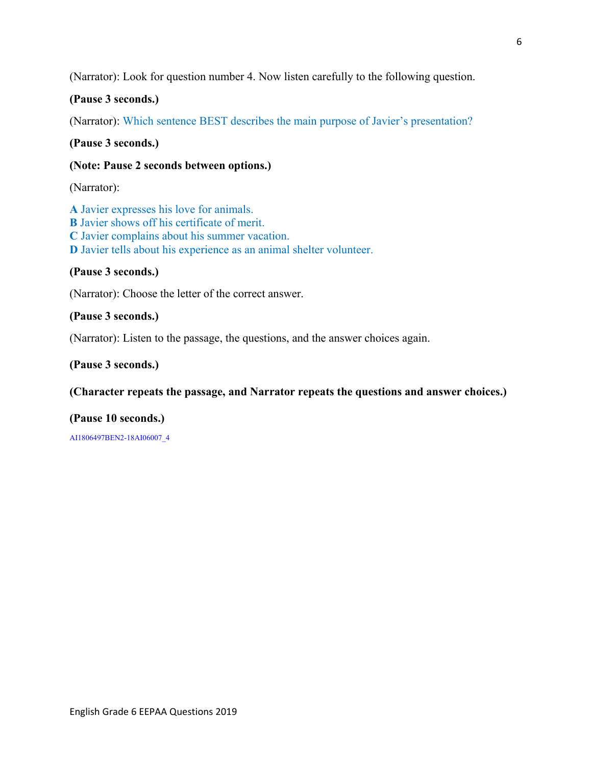(Narrator): Look for question number 4. Now listen carefully to the following question.

**(Pause 3 seconds.)**

(Narrator): Which sentence BEST describes the main purpose of Javier's presentation?

**(Pause 3 seconds.)**

**(Note: Pause 2 seconds between options.)**

(Narrator):

**A** Javier expresses his love for animals.
**B** Javier shows off his certificate of merit.
**C** Javier complains about his summer vacation.
**D** Javier tells about his experience as an animal shelter volunteer.

**(Pause 3 seconds.)**

(Narrator): Choose the letter of the correct answer.

**(Pause 3 seconds.)**

(Narrator): Listen to the passage, the questions, and the answer choices again.

**(Pause 3 seconds.)**

**(Character repeats the passage, and Narrator repeats the questions and answer choices.)**

**(Pause 10 seconds.)**

AI1806497BEN2-18AI06007_4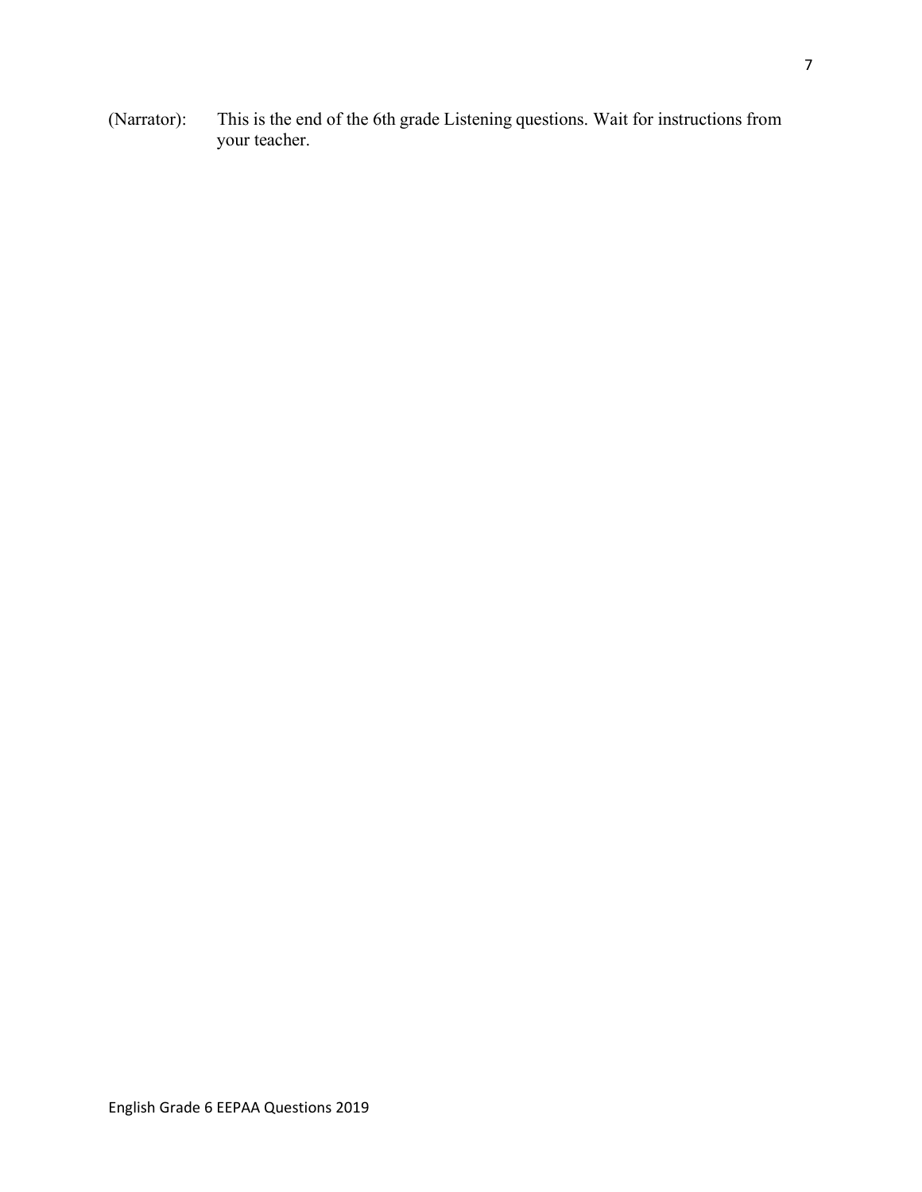(Narrator): This is the end of the 6th grade Listening questions. Wait for instructions from your teacher.